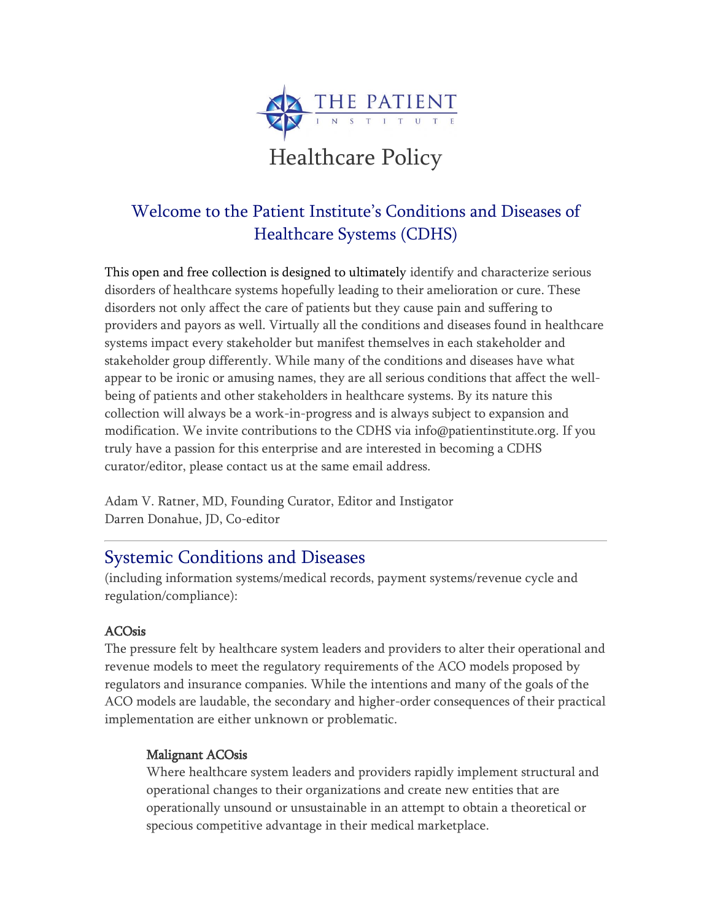THE PATIENT INSTITUTE

# Healthcare Policy

## Welcome to the Patient Institute's Conditions and Diseases of Healthcare Systems (CDHS)

This open and free collection is designed to ultimately identify and characterize serious disorders of healthcare systems hopefully leading to their amelioration or cure. These disorders not only affect the care of patients but they cause pain and suffering to providers and payors as well. Virtually all the conditions and diseases found in healthcare systems impact every stakeholder but manifest themselves in each stakeholder and stakeholder group differently. While many of the conditions and diseases have what appear to be ironic or amusing names, they are all serious conditions that affect the well-being of patients and other stakeholders in healthcare systems. By its nature this collection will always be a work-in-progress and is always subject to expansion and modification. We invite contributions to the CDHS via info@patientinstitute.org. If you truly have a passion for this enterprise and are interested in becoming a CDHS curator/editor, please contact us at the same email address.

Adam V. Ratner, MD, Founding Curator, Editor and Instigator
Darren Donahue, JD, Co-editor

---

## Systemic Conditions and Diseases

(including information systems/medical records, payment systems/revenue cycle and regulation/compliance):

### ACOsis

The pressure felt by healthcare system leaders and providers to alter their operational and revenue models to meet the regulatory requirements of the ACO models proposed by regulators and insurance companies. While the intentions and many of the goals of the ACO models are laudable, the secondary and higher-order consequences of their practical implementation are either unknown or problematic.

#### Malignant ACOsis

Where healthcare system leaders and providers rapidly implement structural and operational changes to their organizations and create new entities that are operationally unsound or unsustainable in an attempt to obtain a theoretical or specious competitive advantage in their medical marketplace.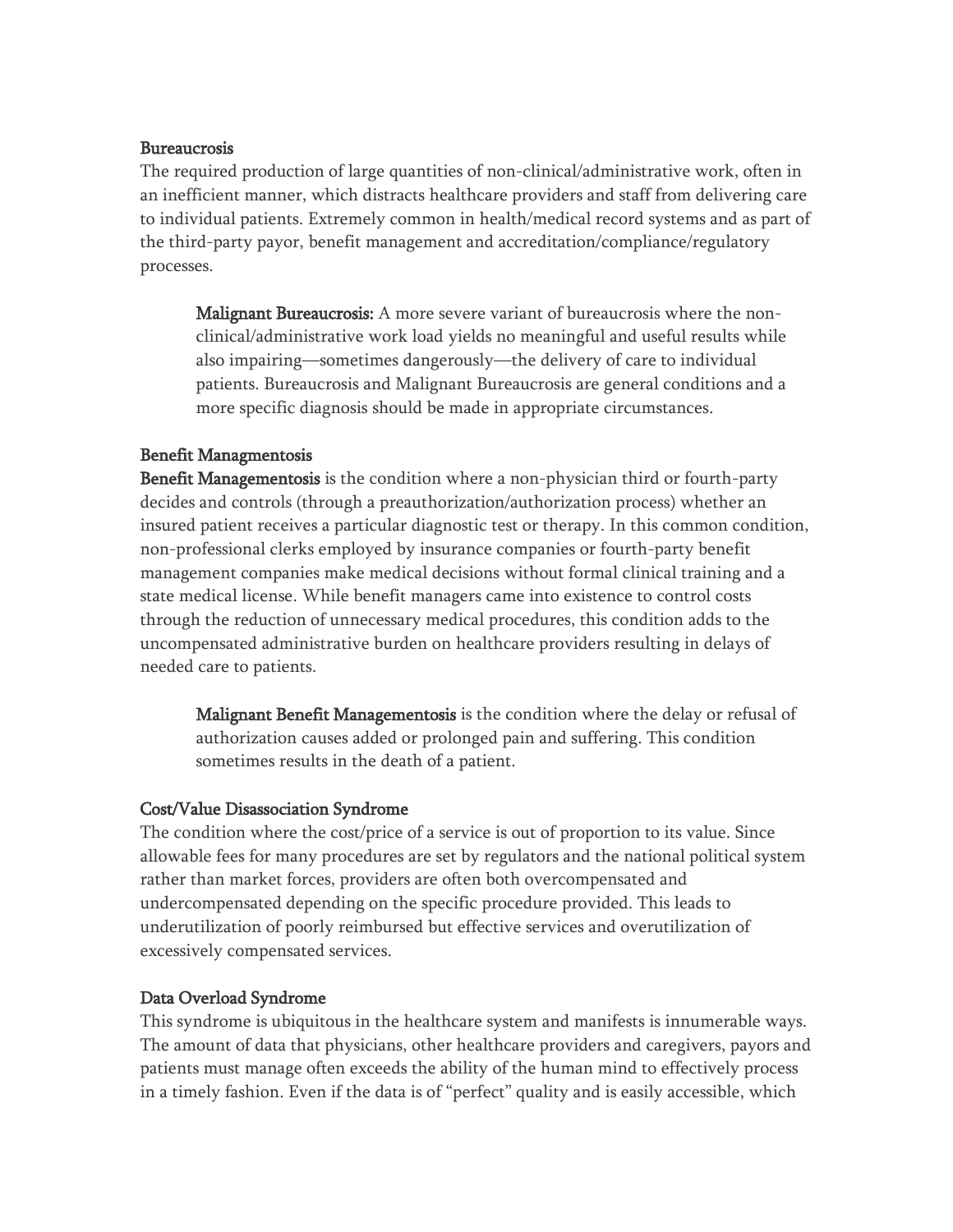**Bureaucrosis**

The required production of large quantities of non-clinical/administrative work, often in an inefficient manner, which distracts healthcare providers and staff from delivering care to individual patients. Extremely common in health/medical record systems and as part of the third-party payor, benefit management and accreditation/compliance/regulatory processes.

> **Malignant Bureaucrosis:** A more severe variant of bureaucrosis where the non-clinical/administrative work load yields no meaningful and useful results while also impairing—sometimes dangerously—the delivery of care to individual patients. Bureaucrosis and Malignant Bureaucrosis are general conditions and a more specific diagnosis should be made in appropriate circumstances.

**Benefit Managmentosis**

**Benefit Managementosis** is the condition where a non-physician third or fourth-party decides and controls (through a preauthorization/authorization process) whether an insured patient receives a particular diagnostic test or therapy. In this common condition, non-professional clerks employed by insurance companies or fourth-party benefit management companies make medical decisions without formal clinical training and a state medical license. While benefit managers came into existence to control costs through the reduction of unnecessary medical procedures, this condition adds to the uncompensated administrative burden on healthcare providers resulting in delays of needed care to patients.

> **Malignant Benefit Managementosis** is the condition where the delay or refusal of authorization causes added or prolonged pain and suffering. This condition sometimes results in the death of a patient.

**Cost/Value Disassociation Syndrome**

The condition where the cost/price of a service is out of proportion to its value. Since allowable fees for many procedures are set by regulators and the national political system rather than market forces, providers are often both overcompensated and undercompensated depending on the specific procedure provided. This leads to underutilization of poorly reimbursed but effective services and overutilization of excessively compensated services.

**Data Overload Syndrome**

This syndrome is ubiquitous in the healthcare system and manifests is innumerable ways. The amount of data that physicians, other healthcare providers and caregivers, payors and patients must manage often exceeds the ability of the human mind to effectively process in a timely fashion. Even if the data is of "perfect" quality and is easily accessible, which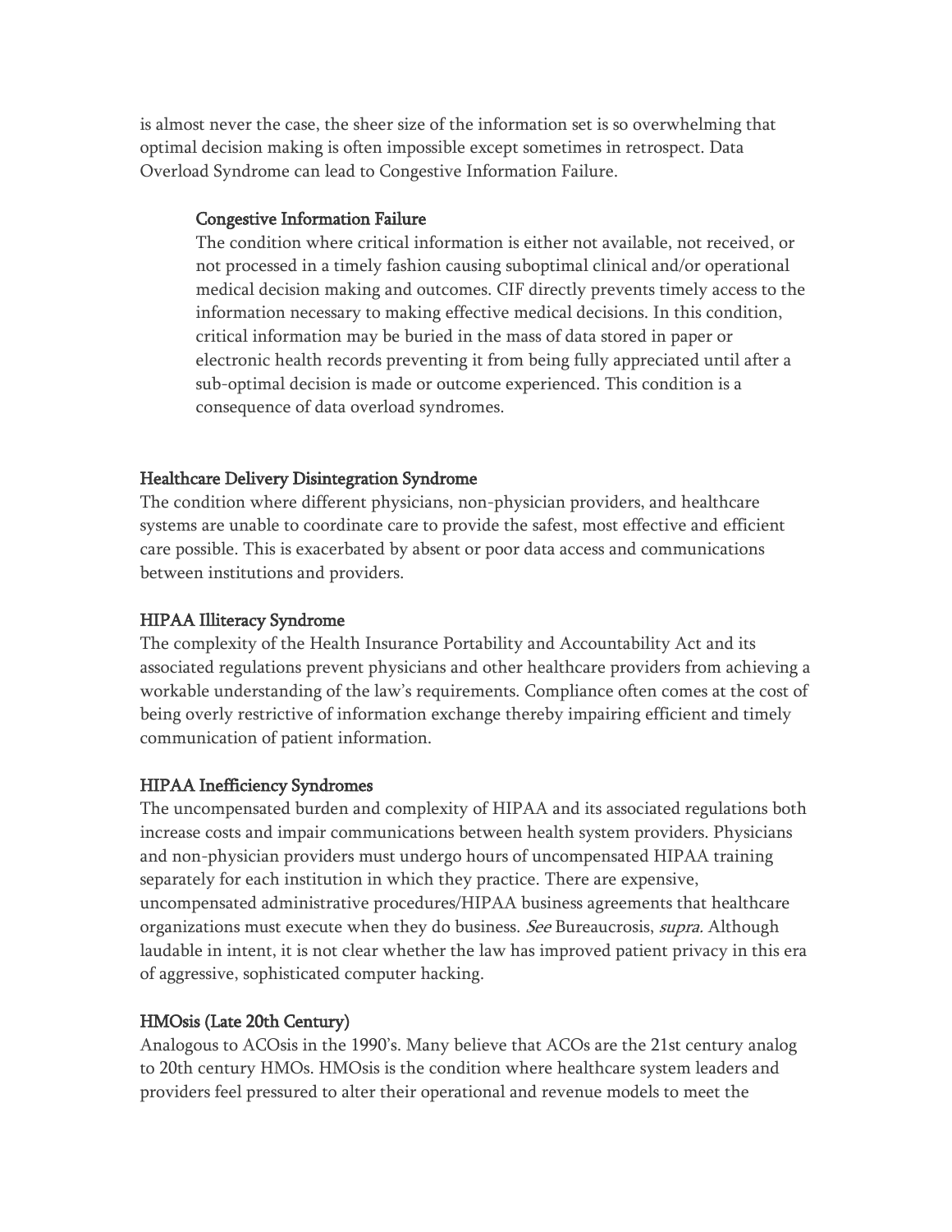is almost never the case, the sheer size of the information set is so overwhelming that optimal decision making is often impossible except sometimes in retrospect. Data Overload Syndrome can lead to Congestive Information Failure.

> **Congestive Information Failure**
> The condition where critical information is either not available, not received, or not processed in a timely fashion causing suboptimal clinical and/or operational medical decision making and outcomes. CIF directly prevents timely access to the information necessary to making effective medical decisions. In this condition, critical information may be buried in the mass of data stored in paper or electronic health records preventing it from being fully appreciated until after a sub-optimal decision is made or outcome experienced. This condition is a consequence of data overload syndromes.

**Healthcare Delivery Disintegration Syndrome**
The condition where different physicians, non-physician providers, and healthcare systems are unable to coordinate care to provide the safest, most effective and efficient care possible. This is exacerbated by absent or poor data access and communications between institutions and providers.

**HIPAA Illiteracy Syndrome**
The complexity of the Health Insurance Portability and Accountability Act and its associated regulations prevent physicians and other healthcare providers from achieving a workable understanding of the law's requirements. Compliance often comes at the cost of being overly restrictive of information exchange thereby impairing efficient and timely communication of patient information.

**HIPAA Inefficiency Syndromes**
The uncompensated burden and complexity of HIPAA and its associated regulations both increase costs and impair communications between health system providers. Physicians and non-physician providers must undergo hours of uncompensated HIPAA training separately for each institution in which they practice. There are expensive, uncompensated administrative procedures/HIPAA business agreements that healthcare organizations must execute when they do business. *See* Bureaucrosis, *supra.* Although laudable in intent, it is not clear whether the law has improved patient privacy in this era of aggressive, sophisticated computer hacking.

**HMOsis (Late 20th Century)**
Analogous to ACOsis in the 1990's. Many believe that ACOs are the 21st century analog to 20th century HMOs. HMOsis is the condition where healthcare system leaders and providers feel pressured to alter their operational and revenue models to meet the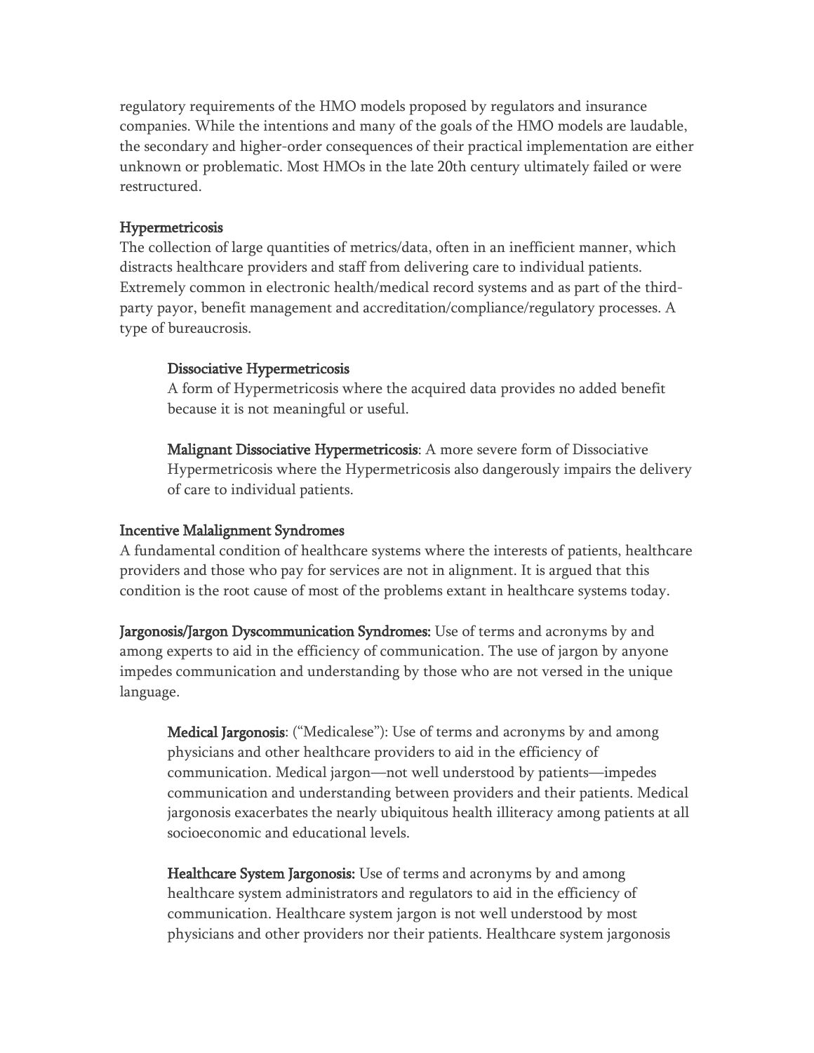regulatory requirements of the HMO models proposed by regulators and insurance companies. While the intentions and many of the goals of the HMO models are laudable, the secondary and higher-order consequences of their practical implementation are either unknown or problematic. Most HMOs in the late 20th century ultimately failed or were restructured.

### Hypermetricosis

The collection of large quantities of metrics/data, often in an inefficient manner, which distracts healthcare providers and staff from delivering care to individual patients. Extremely common in electronic health/medical record systems and as part of the third-party payor, benefit management and accreditation/compliance/regulatory processes. A type of bureaucrosis.

#### Dissociative Hypermetricosis

A form of Hypermetricosis where the acquired data provides no added benefit because it is not meaningful or useful.

**Malignant Dissociative Hypermetricosis**: A more severe form of Dissociative Hypermetricosis where the Hypermetricosis also dangerously impairs the delivery of care to individual patients.

### Incentive Malalignment Syndromes

A fundamental condition of healthcare systems where the interests of patients, healthcare providers and those who pay for services are not in alignment. It is argued that this condition is the root cause of most of the problems extant in healthcare systems today.

**Jargonosis/Jargon Dyscommunication Syndromes:** Use of terms and acronyms by and among experts to aid in the efficiency of communication. The use of jargon by anyone impedes communication and understanding by those who are not versed in the unique language.

**Medical Jargonosis**: ("Medicalese"): Use of terms and acronyms by and among physicians and other healthcare providers to aid in the efficiency of communication. Medical jargon—not well understood by patients—impedes communication and understanding between providers and their patients. Medical jargonosis exacerbates the nearly ubiquitous health illiteracy among patients at all socioeconomic and educational levels.

**Healthcare System Jargonosis:** Use of terms and acronyms by and among healthcare system administrators and regulators to aid in the efficiency of communication. Healthcare system jargon is not well understood by most physicians and other providers nor their patients. Healthcare system jargonosis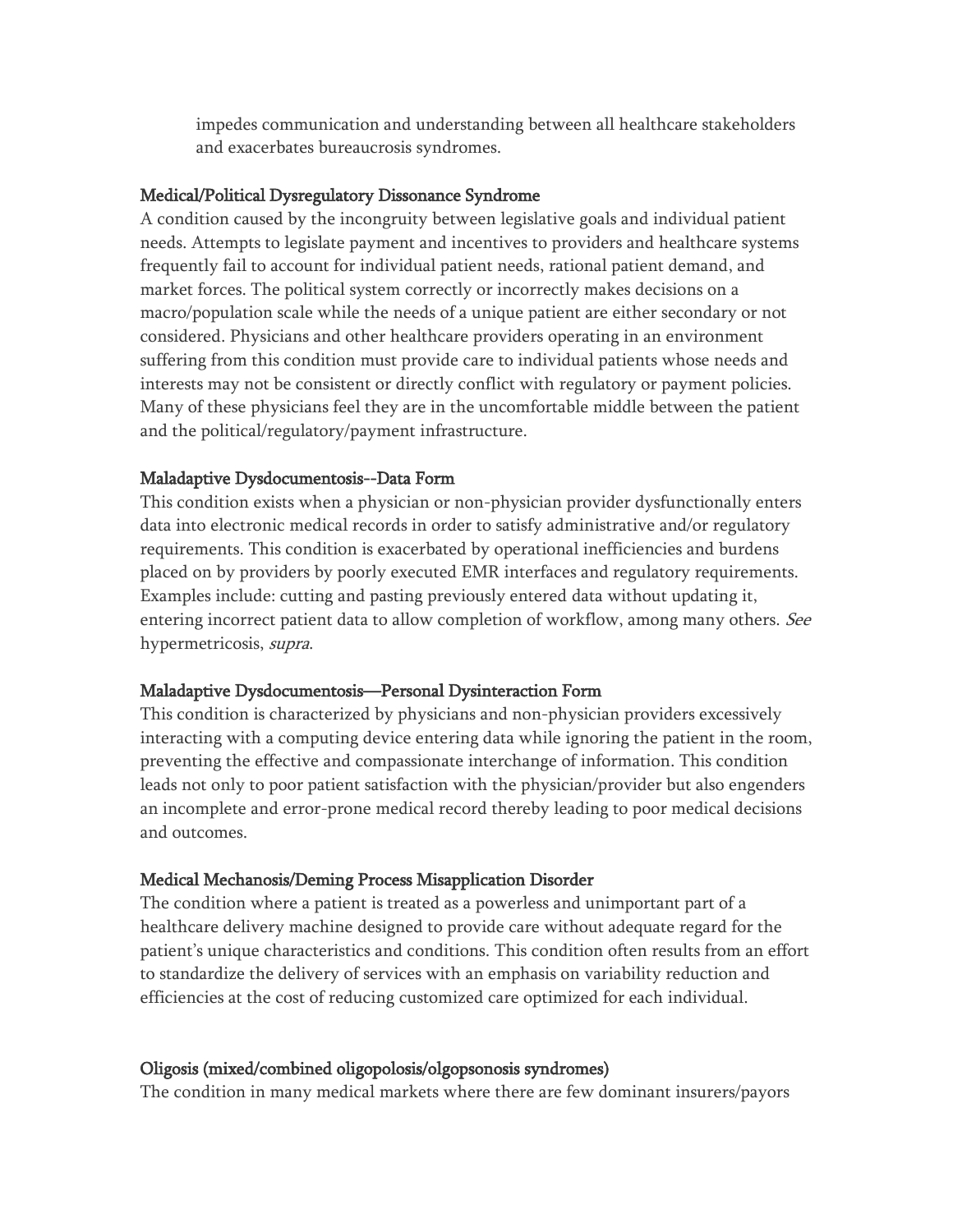impedes communication and understanding between all healthcare stakeholders and exacerbates bureaucrosis syndromes.

**Medical/Political Dysregulatory Dissonance Syndrome**
A condition caused by the incongruity between legislative goals and individual patient needs. Attempts to legislate payment and incentives to providers and healthcare systems frequently fail to account for individual patient needs, rational patient demand, and market forces. The political system correctly or incorrectly makes decisions on a macro/population scale while the needs of a unique patient are either secondary or not considered. Physicians and other healthcare providers operating in an environment suffering from this condition must provide care to individual patients whose needs and interests may not be consistent or directly conflict with regulatory or payment policies. Many of these physicians feel they are in the uncomfortable middle between the patient and the political/regulatory/payment infrastructure.

**Maladaptive Dysdocumentosis--Data Form**
This condition exists when a physician or non-physician provider dysfunctionally enters data into electronic medical records in order to satisfy administrative and/or regulatory requirements. This condition is exacerbated by operational inefficiencies and burdens placed on by providers by poorly executed EMR interfaces and regulatory requirements. Examples include: cutting and pasting previously entered data without updating it, entering incorrect patient data to allow completion of workflow, among many others. *See* hypermetricosis, *supra*.

**Maladaptive Dysdocumentosis—Personal Dysinteraction Form**
This condition is characterized by physicians and non-physician providers excessively interacting with a computing device entering data while ignoring the patient in the room, preventing the effective and compassionate interchange of information. This condition leads not only to poor patient satisfaction with the physician/provider but also engenders an incomplete and error-prone medical record thereby leading to poor medical decisions and outcomes.

**Medical Mechanosis/Deming Process Misapplication Disorder**
The condition where a patient is treated as a powerless and unimportant part of a healthcare delivery machine designed to provide care without adequate regard for the patient's unique characteristics and conditions. This condition often results from an effort to standardize the delivery of services with an emphasis on variability reduction and efficiencies at the cost of reducing customized care optimized for each individual.

**Oligosis (mixed/combined oligopolosis/olgopsonosis syndromes)**
The condition in many medical markets where there are few dominant insurers/payors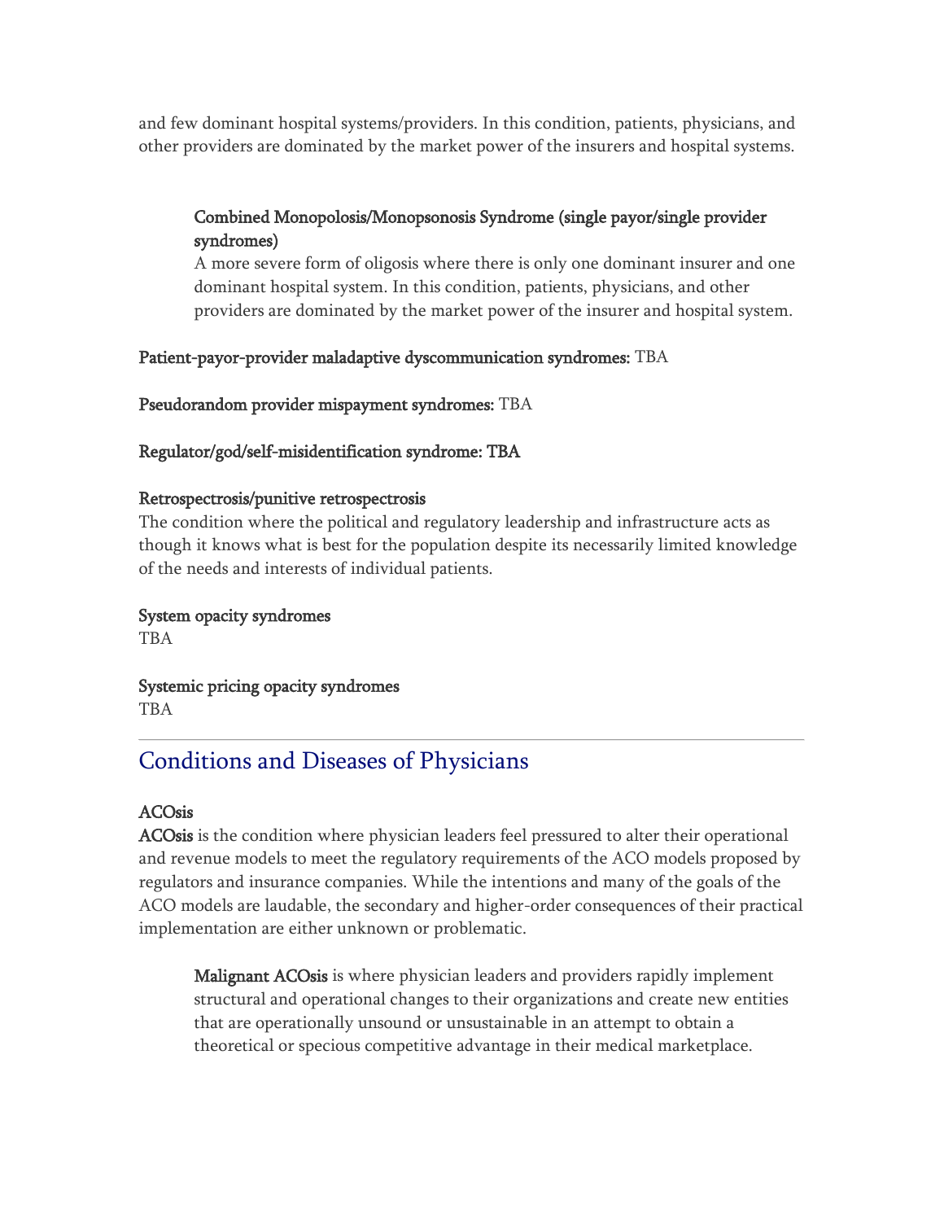and few dominant hospital systems/providers. In this condition, patients, physicians, and other providers are dominated by the market power of the insurers and hospital systems.

> **Combined Monopolosis/Monopsonosis Syndrome (single payor/single provider syndromes)**
> A more severe form of oligosis where there is only one dominant insurer and one dominant hospital system. In this condition, patients, physicians, and other providers are dominated by the market power of the insurer and hospital system.

**Patient-payor-provider maladaptive dyscommunication syndromes:** TBA

**Pseudorandom provider mispayment syndromes:** TBA

**Regulator/god/self-misidentification syndrome: TBA**

**Retrospectrosis/punitive retrospectrosis**
The condition where the political and regulatory leadership and infrastructure acts as though it knows what is best for the population despite its necessarily limited knowledge of the needs and interests of individual patients.

**System opacity syndromes**
TBA

**Systemic pricing opacity syndromes**
TBA

---

## Conditions and Diseases of Physicians

**ACOsis**
**ACOsis** is the condition where physician leaders feel pressured to alter their operational and revenue models to meet the regulatory requirements of the ACO models proposed by regulators and insurance companies. While the intentions and many of the goals of the ACO models are laudable, the secondary and higher-order consequences of their practical implementation are either unknown or problematic.

> **Malignant ACOsis** is where physician leaders and providers rapidly implement structural and operational changes to their organizations and create new entities that are operationally unsound or unsustainable in an attempt to obtain a theoretical or specious competitive advantage in their medical marketplace.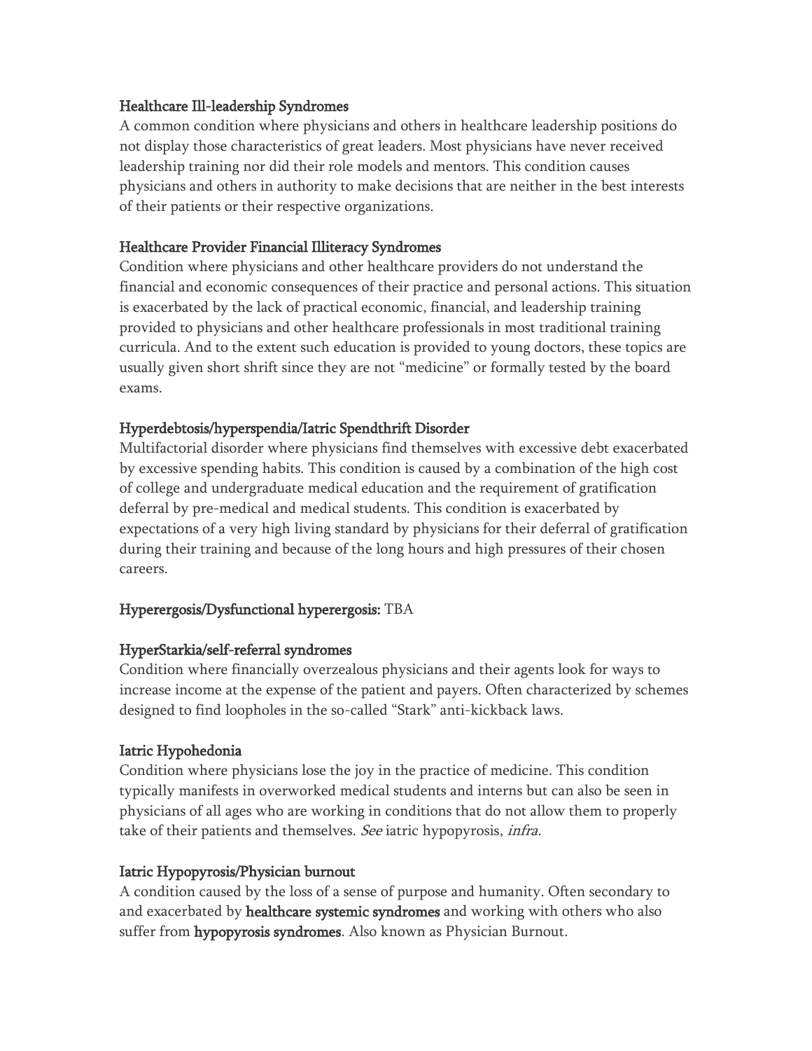**Healthcare Ill-leadership Syndromes**
A common condition where physicians and others in healthcare leadership positions do not display those characteristics of great leaders. Most physicians have never received leadership training nor did their role models and mentors. This condition causes physicians and others in authority to make decisions that are neither in the best interests of their patients or their respective organizations.

**Healthcare Provider Financial Illiteracy Syndromes**
Condition where physicians and other healthcare providers do not understand the financial and economic consequences of their practice and personal actions. This situation is exacerbated by the lack of practical economic, financial, and leadership training provided to physicians and other healthcare professionals in most traditional training curricula. And to the extent such education is provided to young doctors, these topics are usually given short shrift since they are not "medicine" or formally tested by the board exams.

**Hyperdebtosis/hyperspendia/Iatric Spendthrift Disorder**
Multifactorial disorder where physicians find themselves with excessive debt exacerbated by excessive spending habits. This condition is caused by a combination of the high cost of college and undergraduate medical education and the requirement of gratification deferral by pre-medical and medical students. This condition is exacerbated by expectations of a very high living standard by physicians for their deferral of gratification during their training and because of the long hours and high pressures of their chosen careers.

**Hyperergosis/Dysfunctional hyperergosis:** TBA

**HyperStarkia/self-referral syndromes**
Condition where financially overzealous physicians and their agents look for ways to increase income at the expense of the patient and payers. Often characterized by schemes designed to find loopholes in the so-called "Stark" anti-kickback laws.

**Iatric Hypohedonia**
Condition where physicians lose the joy in the practice of medicine. This condition typically manifests in overworked medical students and interns but can also be seen in physicians of all ages who are working in conditions that do not allow them to properly take of their patients and themselves. *See* iatric hypopyrosis, *infra.*

**Iatric Hypopyrosis/Physician burnout**
A condition caused by the loss of a sense of purpose and humanity. Often secondary to and exacerbated by **healthcare systemic syndromes** and working with others who also suffer from **hypopyrosis syndromes**. Also known as Physician Burnout.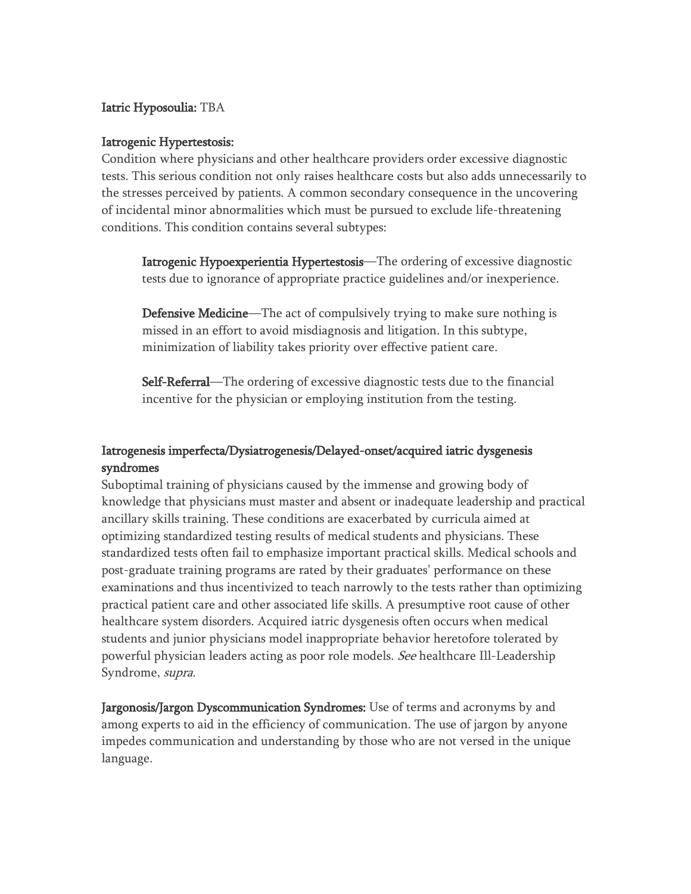**Iatric Hyposoulia:** TBA

**Iatrogenic Hypertestosis:**
Condition where physicians and other healthcare providers order excessive diagnostic tests. This serious condition not only raises healthcare costs but also adds unnecessarily to the stresses perceived by patients. A common secondary consequence in the uncovering of incidental minor abnormalities which must be pursued to exclude life-threatening conditions. This condition contains several subtypes:

> **Iatrogenic Hypoexperientia Hypertestosis**—The ordering of excessive diagnostic tests due to ignorance of appropriate practice guidelines and/or inexperience.
>
> **Defensive Medicine**—The act of compulsively trying to make sure nothing is missed in an effort to avoid misdiagnosis and litigation. In this subtype, minimization of liability takes priority over effective patient care.
>
> **Self-Referral**—The ordering of excessive diagnostic tests due to the financial incentive for the physician or employing institution from the testing.

**Iatrogenesis imperfecta/Dysiatrogenesis/Delayed-onset/acquired iatric dysgenesis syndromes**
Suboptimal training of physicians caused by the immense and growing body of knowledge that physicians must master and absent or inadequate leadership and practical ancillary skills training. These conditions are exacerbated by curricula aimed at optimizing standardized testing results of medical students and physicians. These standardized tests often fail to emphasize important practical skills. Medical schools and post-graduate training programs are rated by their graduates' performance on these examinations and thus incentivized to teach narrowly to the tests rather than optimizing practical patient care and other associated life skills. A presumptive root cause of other healthcare system disorders. Acquired iatric dysgenesis often occurs when medical students and junior physicians model inappropriate behavior heretofore tolerated by powerful physician leaders acting as poor role models. *See* healthcare Ill-Leadership Syndrome, *supra*.

**Jargonosis/Jargon Dyscommunication Syndromes:** Use of terms and acronyms by and among experts to aid in the efficiency of communication. The use of jargon by anyone impedes communication and understanding by those who are not versed in the unique language.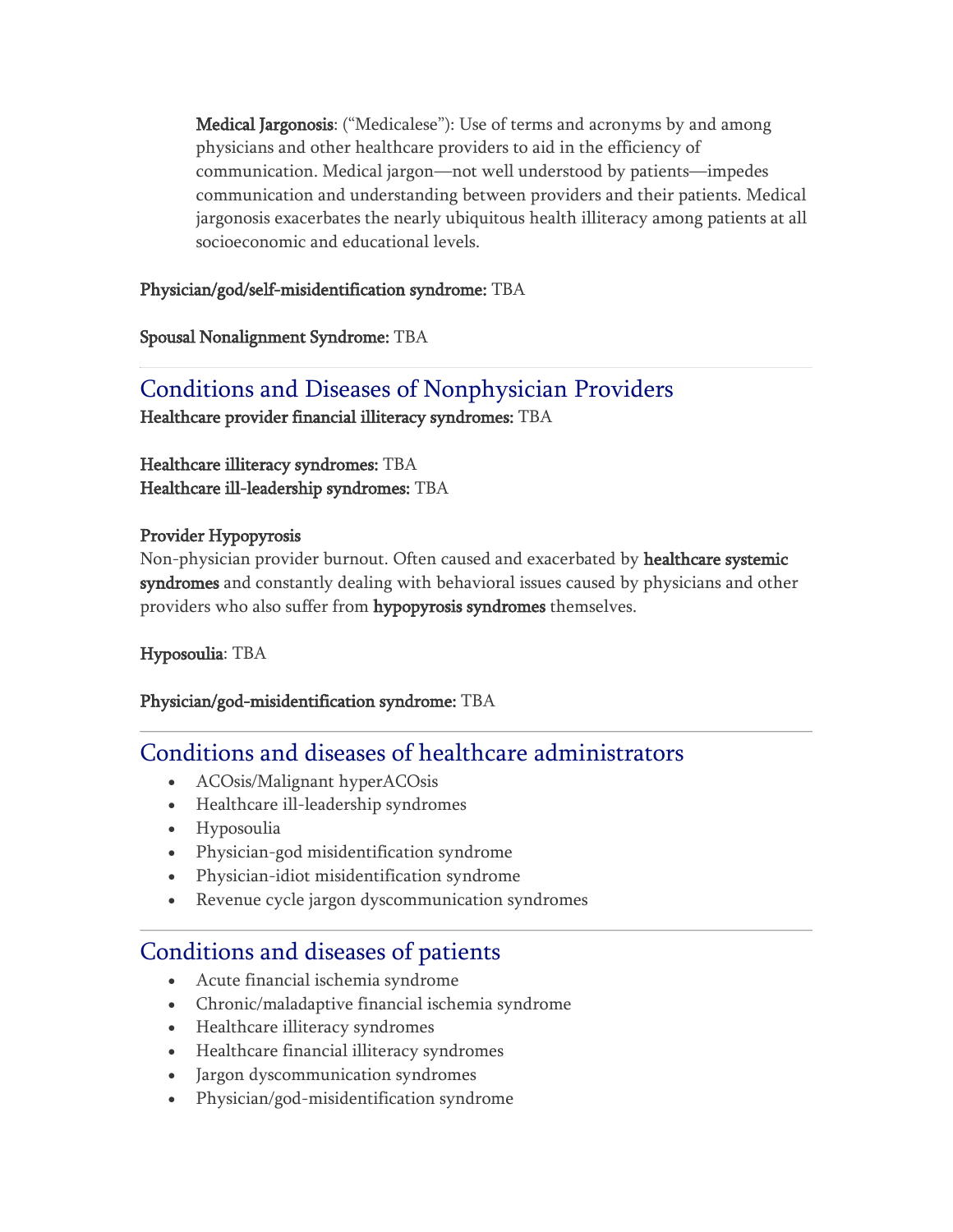**Medical Jargonosis**: ("Medicalese"): Use of terms and acronyms by and among physicians and other healthcare providers to aid in the efficiency of communication. Medical jargon—not well understood by patients—impedes communication and understanding between providers and their patients. Medical jargonosis exacerbates the nearly ubiquitous health illiteracy among patients at all socioeconomic and educational levels.

**Physician/god/self-misidentification syndrome:** TBA

**Spousal Nonalignment Syndrome:** TBA

## Conditions and Diseases of Nonphysician Providers

**Healthcare provider financial illiteracy syndromes:** TBA

**Healthcare illiteracy syndromes:** TBA
**Healthcare ill-leadership syndromes:** TBA

**Provider Hypopyrosis**
Non-physician provider burnout. Often caused and exacerbated by **healthcare systemic syndromes** and constantly dealing with behavioral issues caused by physicians and other providers who also suffer from **hypopyrosis syndromes** themselves.

**Hyposoulia**: TBA

**Physician/god-misidentification syndrome:** TBA

## Conditions and diseases of healthcare administrators

- ACOsis/Malignant hyperACOsis
- Healthcare ill-leadership syndromes
- Hyposoulia
- Physician-god misidentification syndrome
- Physician-idiot misidentification syndrome
- Revenue cycle jargon dyscommunication syndromes

## Conditions and diseases of patients

- Acute financial ischemia syndrome
- Chronic/maladaptive financial ischemia syndrome
- Healthcare illiteracy syndromes
- Healthcare financial illiteracy syndromes
- Jargon dyscommunication syndromes
- Physician/god-misidentification syndrome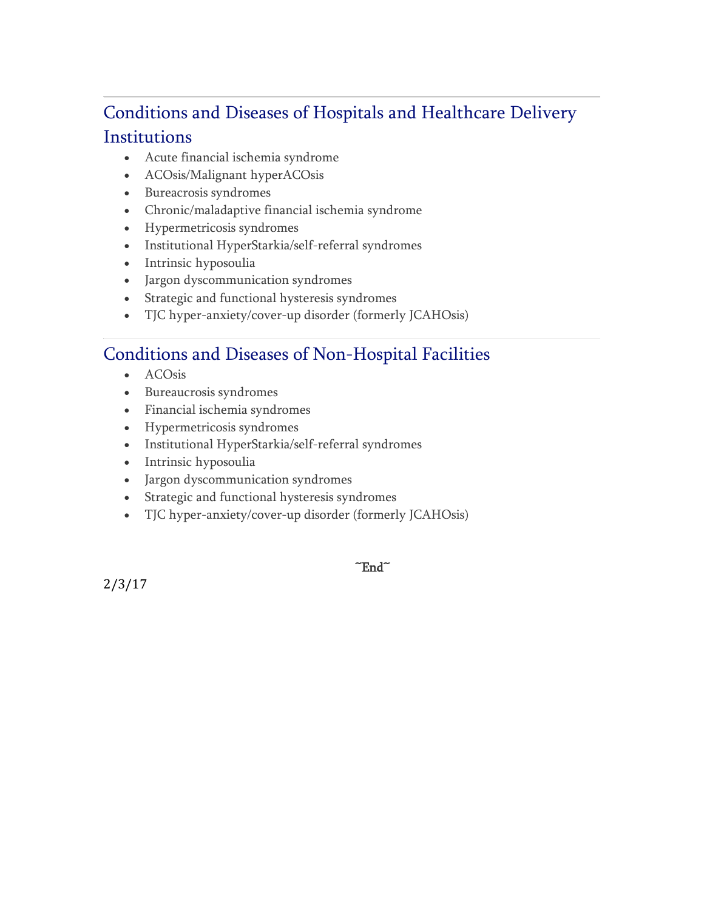## Conditions and Diseases of Hospitals and Healthcare Delivery Institutions

- Acute financial ischemia syndrome
- ACOsis/Malignant hyperACOsis
- Bureacrosis syndromes
- Chronic/maladaptive financial ischemia syndrome
- Hypermetricosis syndromes
- Institutional HyperStarkia/self-referral syndromes
- Intrinsic hyposoulia
- Jargon dyscommunication syndromes
- Strategic and functional hysteresis syndromes
- TJC hyper-anxiety/cover-up disorder (formerly JCAHOsis)

## Conditions and Diseases of Non-Hospital Facilities

- ACOsis
- Bureaucrosis syndromes
- Financial ischemia syndromes
- Hypermetricosis syndromes
- Institutional HyperStarkia/self-referral syndromes
- Intrinsic hyposoulia
- Jargon dyscommunication syndromes
- Strategic and functional hysteresis syndromes
- TJC hyper-anxiety/cover-up disorder (formerly JCAHOsis)

**~End~**

2/3/17